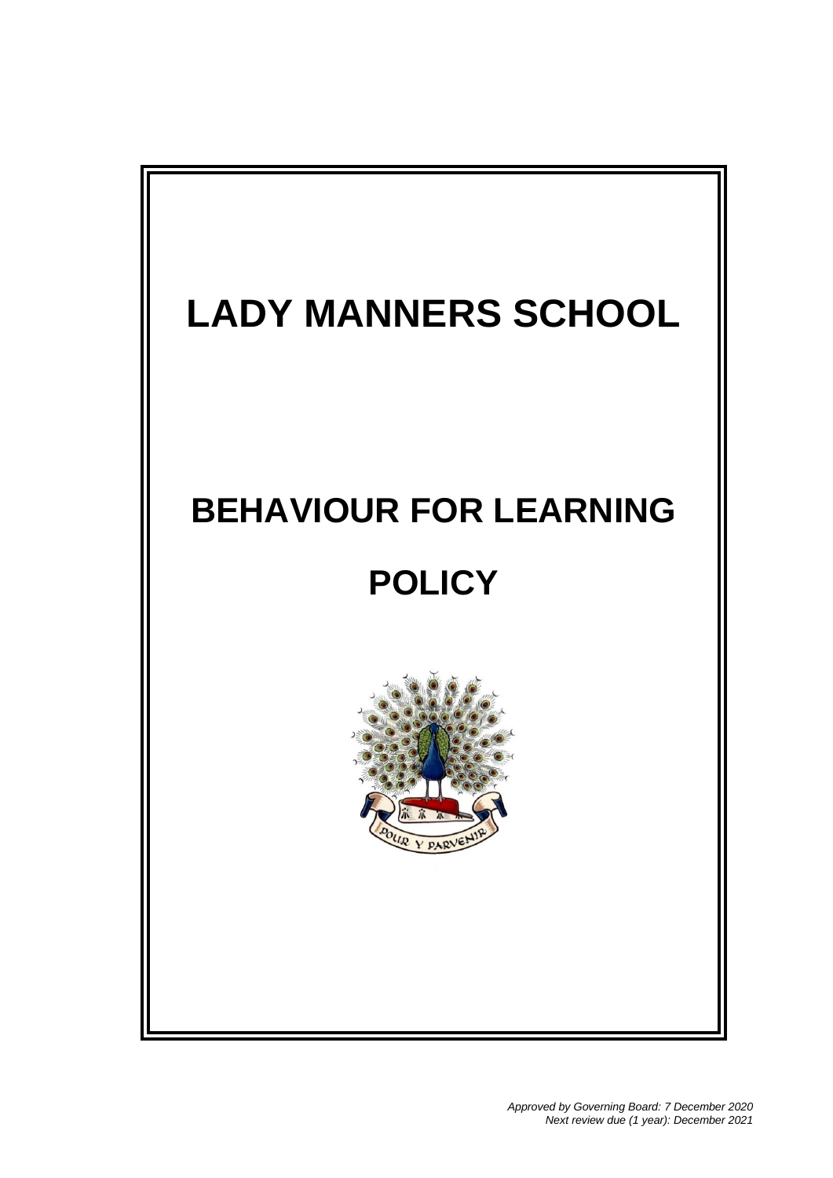# LADY MANNERS SCHOOL

# BEHAVIOUR FOR LEARNING POLICY

POUR Y PARVENIR

*Approved by Governing Board: 7 December 2020*
*Next review due (1 year): December 2021*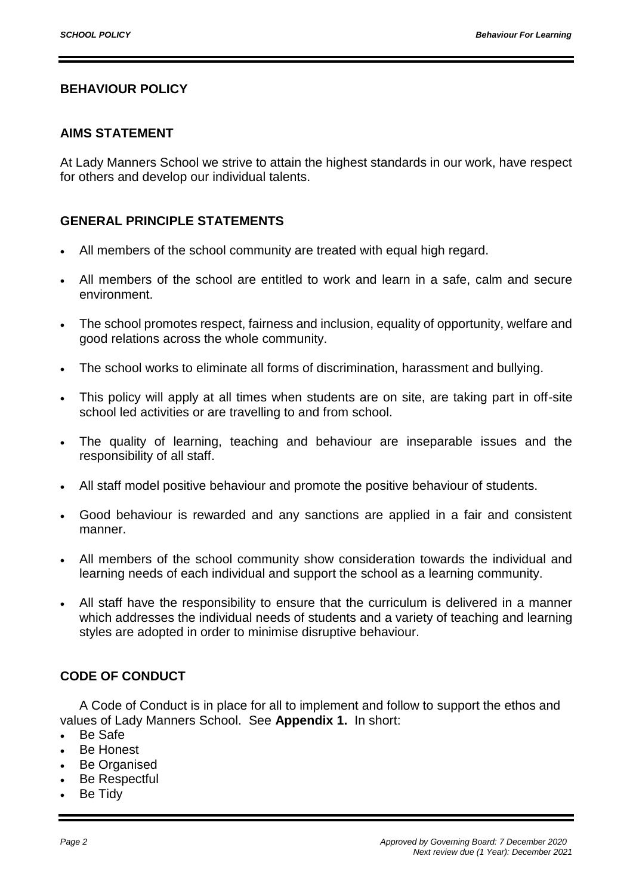## BEHAVIOUR POLICY

### AIMS STATEMENT

At Lady Manners School we strive to attain the highest standards in our work, have respect for others and develop our individual talents.

### GENERAL PRINCIPLE STATEMENTS

- All members of the school community are treated with equal high regard.
- All members of the school are entitled to work and learn in a safe, calm and secure environment.
- The school promotes respect, fairness and inclusion, equality of opportunity, welfare and good relations across the whole community.
- The school works to eliminate all forms of discrimination, harassment and bullying.
- This policy will apply at all times when students are on site, are taking part in off-site school led activities or are travelling to and from school.
- The quality of learning, teaching and behaviour are inseparable issues and the responsibility of all staff.
- All staff model positive behaviour and promote the positive behaviour of students.
- Good behaviour is rewarded and any sanctions are applied in a fair and consistent manner.
- All members of the school community show consideration towards the individual and learning needs of each individual and support the school as a learning community.
- All staff have the responsibility to ensure that the curriculum is delivered in a manner which addresses the individual needs of students and a variety of teaching and learning styles are adopted in order to minimise disruptive behaviour.

### CODE OF CONDUCT

A Code of Conduct is in place for all to implement and follow to support the ethos and values of Lady Manners School. See **Appendix 1.** In short:

- Be Safe
- Be Honest
- Be Organised
- Be Respectful
- Be Tidy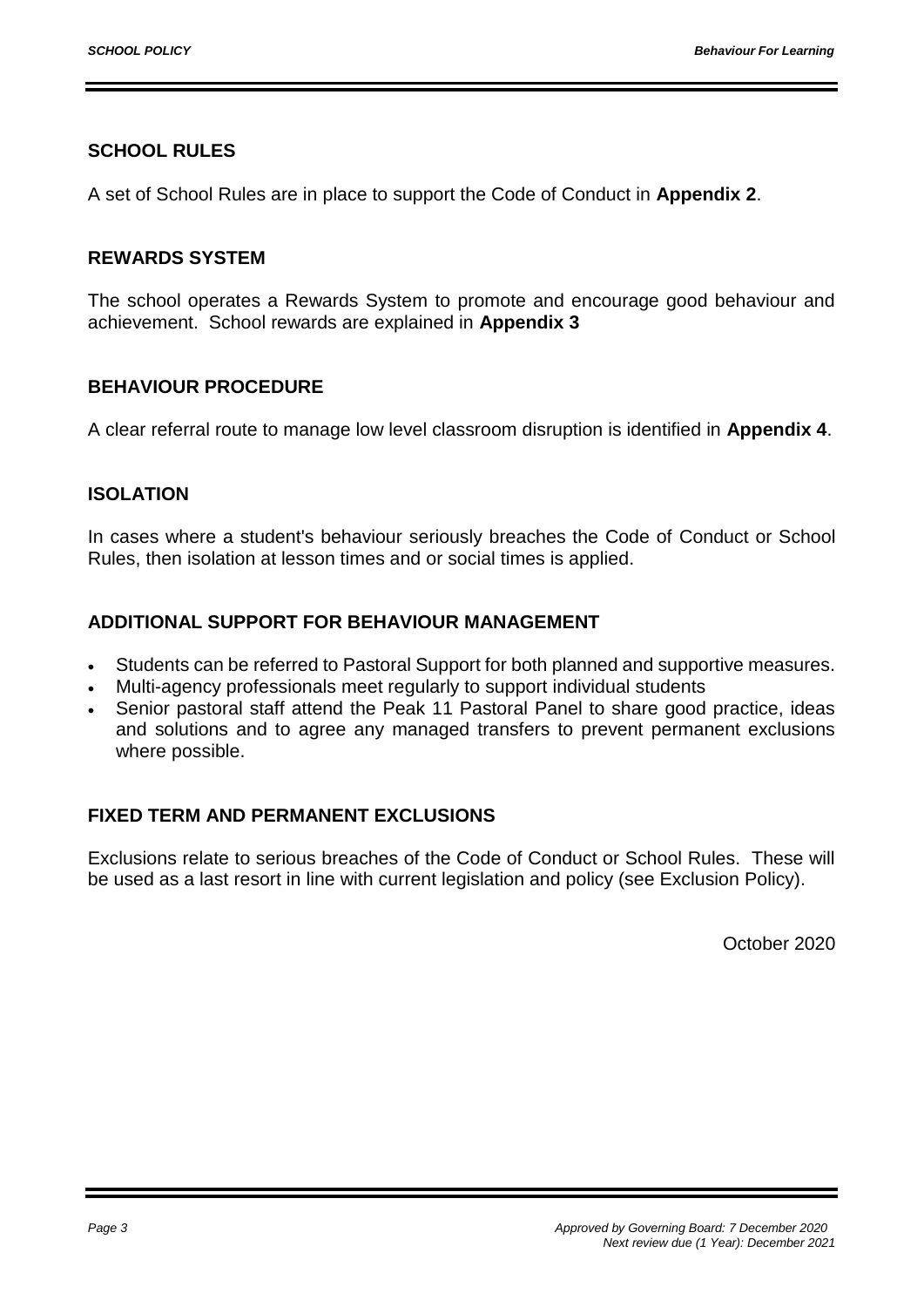## SCHOOL RULES

A set of School Rules are in place to support the Code of Conduct in **Appendix 2**.

## REWARDS SYSTEM

The school operates a Rewards System to promote and encourage good behaviour and achievement. School rewards are explained in **Appendix 3**

## BEHAVIOUR PROCEDURE

A clear referral route to manage low level classroom disruption is identified in **Appendix 4**.

## ISOLATION

In cases where a student's behaviour seriously breaches the Code of Conduct or School Rules, then isolation at lesson times and or social times is applied.

## ADDITIONAL SUPPORT FOR BEHAVIOUR MANAGEMENT

- Students can be referred to Pastoral Support for both planned and supportive measures.
- Multi-agency professionals meet regularly to support individual students
- Senior pastoral staff attend the Peak 11 Pastoral Panel to share good practice, ideas and solutions and to agree any managed transfers to prevent permanent exclusions where possible.

## FIXED TERM AND PERMANENT EXCLUSIONS

Exclusions relate to serious breaches of the Code of Conduct or School Rules. These will be used as a last resort in line with current legislation and policy (see Exclusion Policy).

October 2020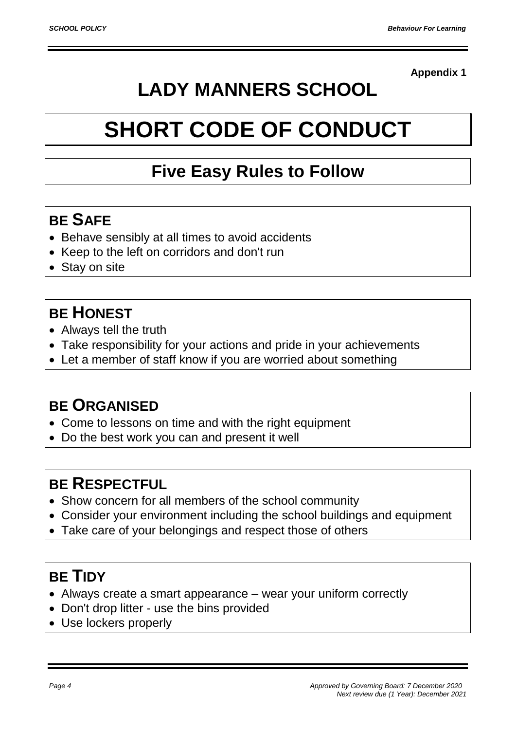**Appendix 1**

# LADY MANNERS SCHOOL

# SHORT CODE OF CONDUCT

## Five Easy Rules to Follow

### BE SAFE

- Behave sensibly at all times to avoid accidents
- Keep to the left on corridors and don't run
- Stay on site

### BE HONEST

- Always tell the truth
- Take responsibility for your actions and pride in your achievements
- Let a member of staff know if you are worried about something

### BE ORGANISED

- Come to lessons on time and with the right equipment
- Do the best work you can and present it well

### BE RESPECTFUL

- Show concern for all members of the school community
- Consider your environment including the school buildings and equipment
- Take care of your belongings and respect those of others

### BE TIDY

- Always create a smart appearance – wear your uniform correctly
- Don't drop litter - use the bins provided
- Use lockers properly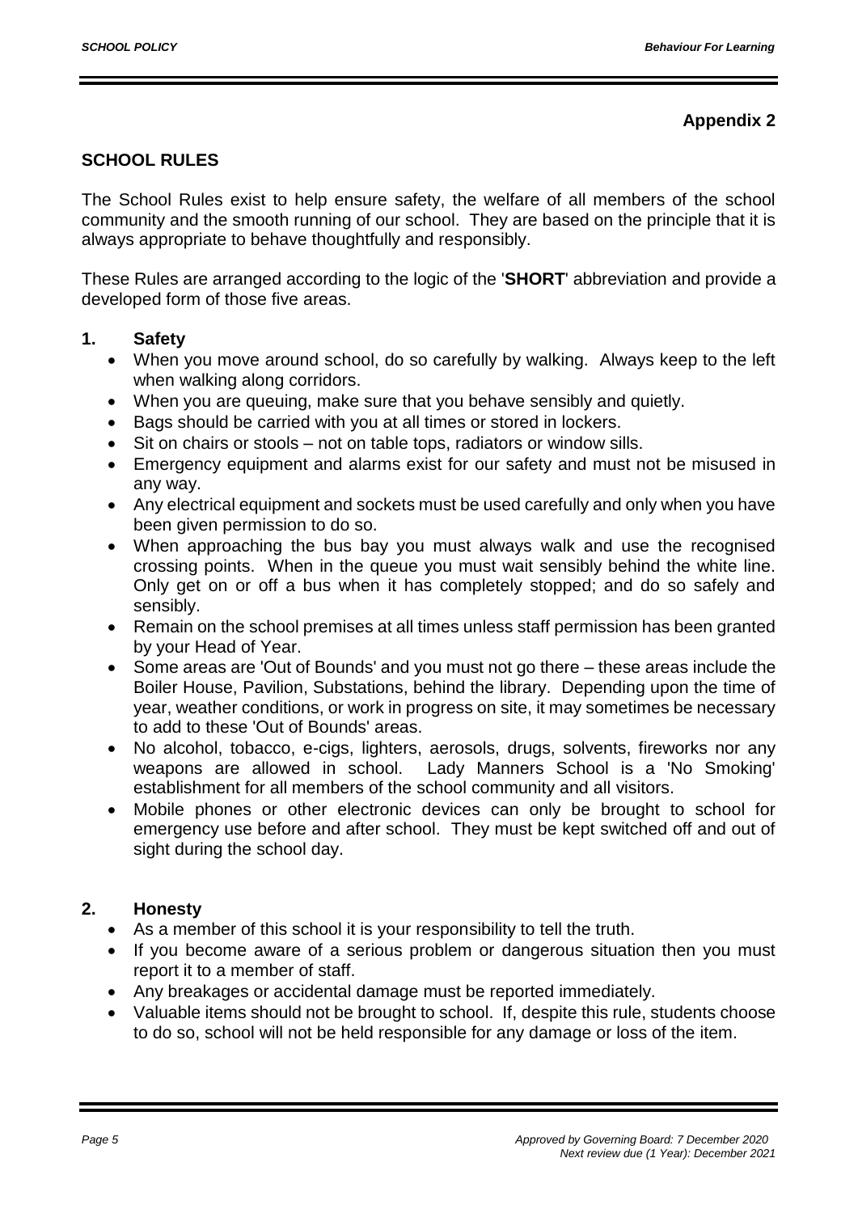**Appendix 2**

## SCHOOL RULES

The School Rules exist to help ensure safety, the welfare of all members of the school community and the smooth running of our school. They are based on the principle that it is always appropriate to behave thoughtfully and responsibly.

These Rules are arranged according to the logic of the '**SHORT**' abbreviation and provide a developed form of those five areas.

### 1. Safety

- When you move around school, do so carefully by walking. Always keep to the left when walking along corridors.
- When you are queuing, make sure that you behave sensibly and quietly.
- Bags should be carried with you at all times or stored in lockers.
- Sit on chairs or stools – not on table tops, radiators or window sills.
- Emergency equipment and alarms exist for our safety and must not be misused in any way.
- Any electrical equipment and sockets must be used carefully and only when you have been given permission to do so.
- When approaching the bus bay you must always walk and use the recognised crossing points. When in the queue you must wait sensibly behind the white line. Only get on or off a bus when it has completely stopped; and do so safely and sensibly.
- Remain on the school premises at all times unless staff permission has been granted by your Head of Year.
- Some areas are 'Out of Bounds' and you must not go there – these areas include the Boiler House, Pavilion, Substations, behind the library. Depending upon the time of year, weather conditions, or work in progress on site, it may sometimes be necessary to add to these 'Out of Bounds' areas.
- No alcohol, tobacco, e-cigs, lighters, aerosols, drugs, solvents, fireworks nor any weapons are allowed in school. Lady Manners School is a 'No Smoking' establishment for all members of the school community and all visitors.
- Mobile phones or other electronic devices can only be brought to school for emergency use before and after school. They must be kept switched off and out of sight during the school day.

### 2. Honesty

- As a member of this school it is your responsibility to tell the truth.
- If you become aware of a serious problem or dangerous situation then you must report it to a member of staff.
- Any breakages or accidental damage must be reported immediately.
- Valuable items should not be brought to school. If, despite this rule, students choose to do so, school will not be held responsible for any damage or loss of the item.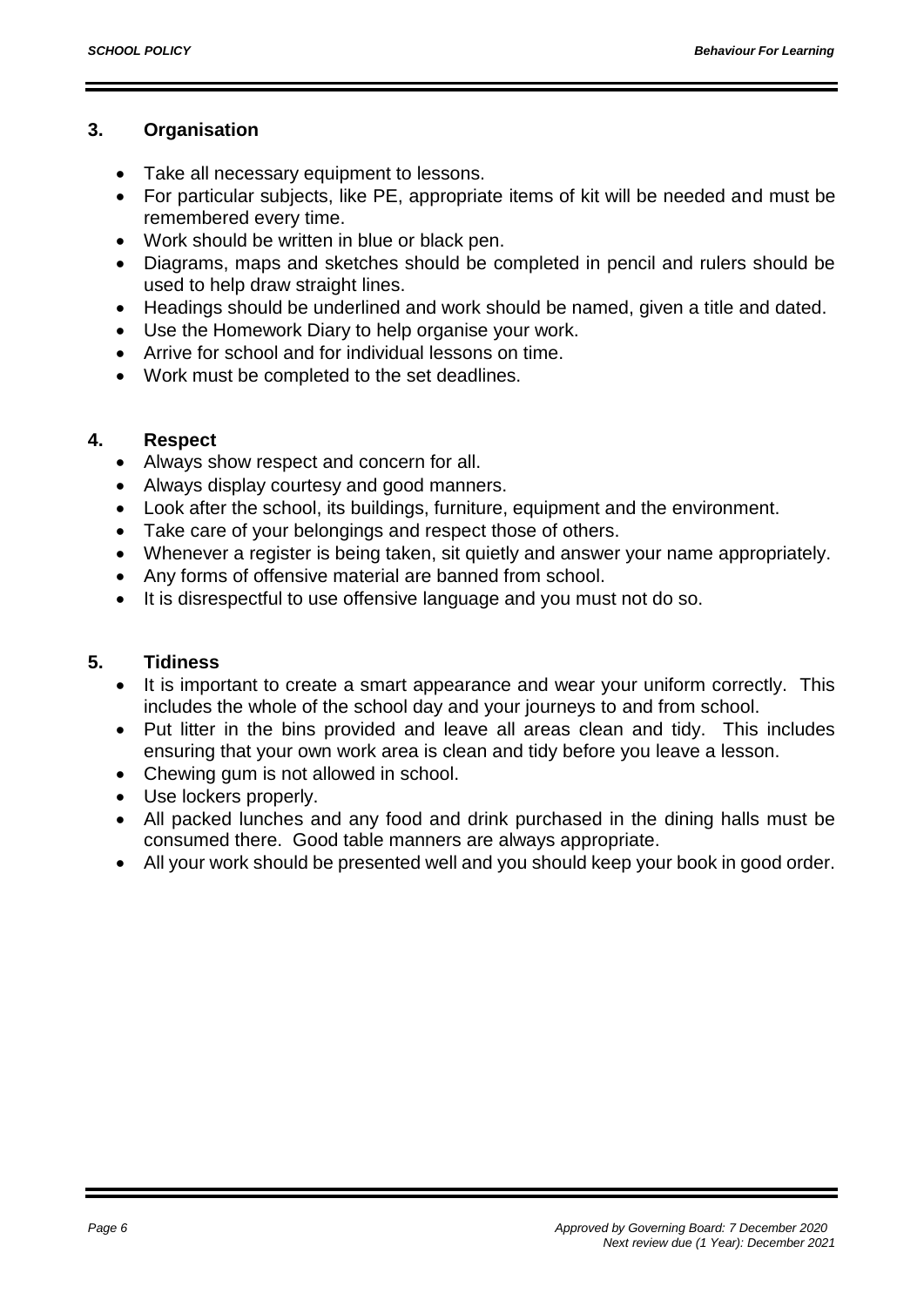## 3. Organisation

- Take all necessary equipment to lessons.
- For particular subjects, like PE, appropriate items of kit will be needed and must be remembered every time.
- Work should be written in blue or black pen.
- Diagrams, maps and sketches should be completed in pencil and rulers should be used to help draw straight lines.
- Headings should be underlined and work should be named, given a title and dated.
- Use the Homework Diary to help organise your work.
- Arrive for school and for individual lessons on time.
- Work must be completed to the set deadlines.

## 4. Respect

- Always show respect and concern for all.
- Always display courtesy and good manners.
- Look after the school, its buildings, furniture, equipment and the environment.
- Take care of your belongings and respect those of others.
- Whenever a register is being taken, sit quietly and answer your name appropriately.
- Any forms of offensive material are banned from school.
- It is disrespectful to use offensive language and you must not do so.

## 5. Tidiness

- It is important to create a smart appearance and wear your uniform correctly. This includes the whole of the school day and your journeys to and from school.
- Put litter in the bins provided and leave all areas clean and tidy. This includes ensuring that your own work area is clean and tidy before you leave a lesson.
- Chewing gum is not allowed in school.
- Use lockers properly.
- All packed lunches and any food and drink purchased in the dining halls must be consumed there. Good table manners are always appropriate.
- All your work should be presented well and you should keep your book in good order.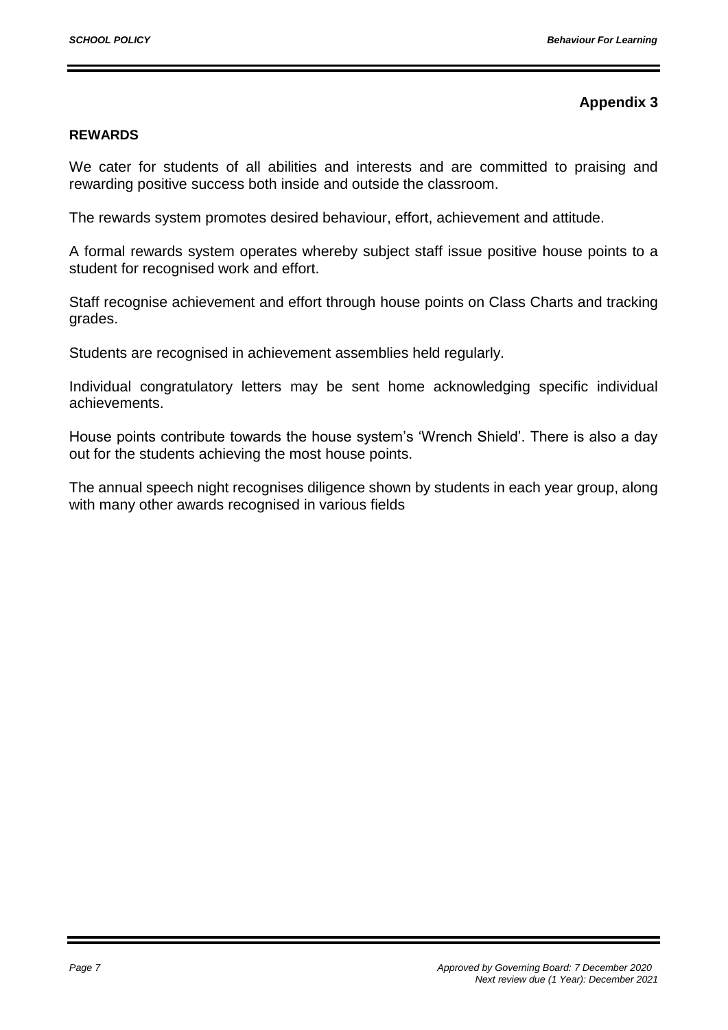**Appendix 3**

**REWARDS**

We cater for students of all abilities and interests and are committed to praising and rewarding positive success both inside and outside the classroom.

The rewards system promotes desired behaviour, effort, achievement and attitude.

A formal rewards system operates whereby subject staff issue positive house points to a student for recognised work and effort.

Staff recognise achievement and effort through house points on Class Charts and tracking grades.

Students are recognised in achievement assemblies held regularly.

Individual congratulatory letters may be sent home acknowledging specific individual achievements.

House points contribute towards the house system's 'Wrench Shield'. There is also a day out for the students achieving the most house points.

The annual speech night recognises diligence shown by students in each year group, along with many other awards recognised in various fields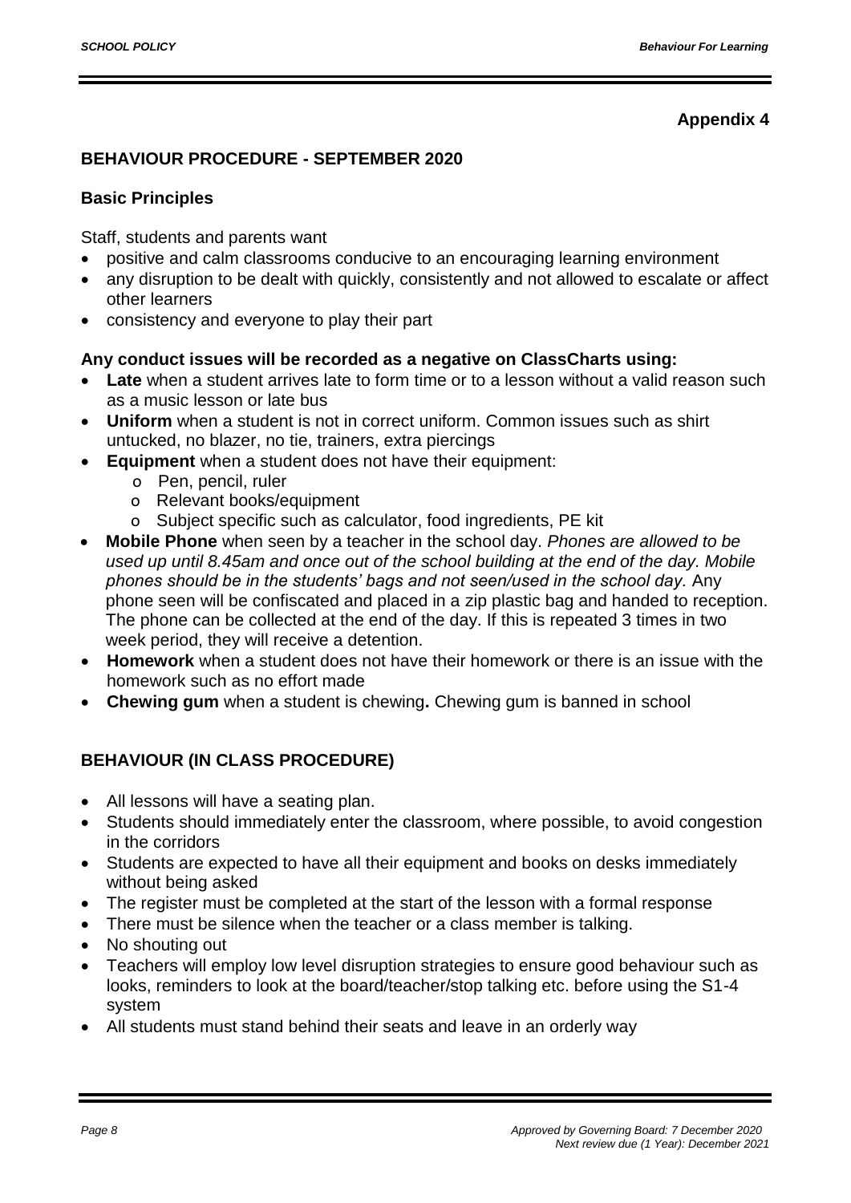**Appendix 4**

## BEHAVIOUR PROCEDURE - SEPTEMBER 2020

### Basic Principles

Staff, students and parents want

- positive and calm classrooms conducive to an encouraging learning environment
- any disruption to be dealt with quickly, consistently and not allowed to escalate or affect other learners
- consistency and everyone to play their part

**Any conduct issues will be recorded as a negative on ClassCharts using:**

- **Late** when a student arrives late to form time or to a lesson without a valid reason such as a music lesson or late bus
- **Uniform** when a student is not in correct uniform. Common issues such as shirt untucked, no blazer, no tie, trainers, extra piercings
- **Equipment** when a student does not have their equipment:
  - Pen, pencil, ruler
  - Relevant books/equipment
  - Subject specific such as calculator, food ingredients, PE kit
- **Mobile Phone** when seen by a teacher in the school day. *Phones are allowed to be used up until 8.45am and once out of the school building at the end of the day. Mobile phones should be in the students' bags and not seen/used in the school day.* Any phone seen will be confiscated and placed in a zip plastic bag and handed to reception. The phone can be collected at the end of the day. If this is repeated 3 times in two week period, they will receive a detention.
- **Homework** when a student does not have their homework or there is an issue with the homework such as no effort made
- **Chewing gum** when a student is chewing**.** Chewing gum is banned in school

## BEHAVIOUR (IN CLASS PROCEDURE)

- All lessons will have a seating plan.
- Students should immediately enter the classroom, where possible, to avoid congestion in the corridors
- Students are expected to have all their equipment and books on desks immediately without being asked
- The register must be completed at the start of the lesson with a formal response
- There must be silence when the teacher or a class member is talking.
- No shouting out
- Teachers will employ low level disruption strategies to ensure good behaviour such as looks, reminders to look at the board/teacher/stop talking etc. before using the S1-4 system
- All students must stand behind their seats and leave in an orderly way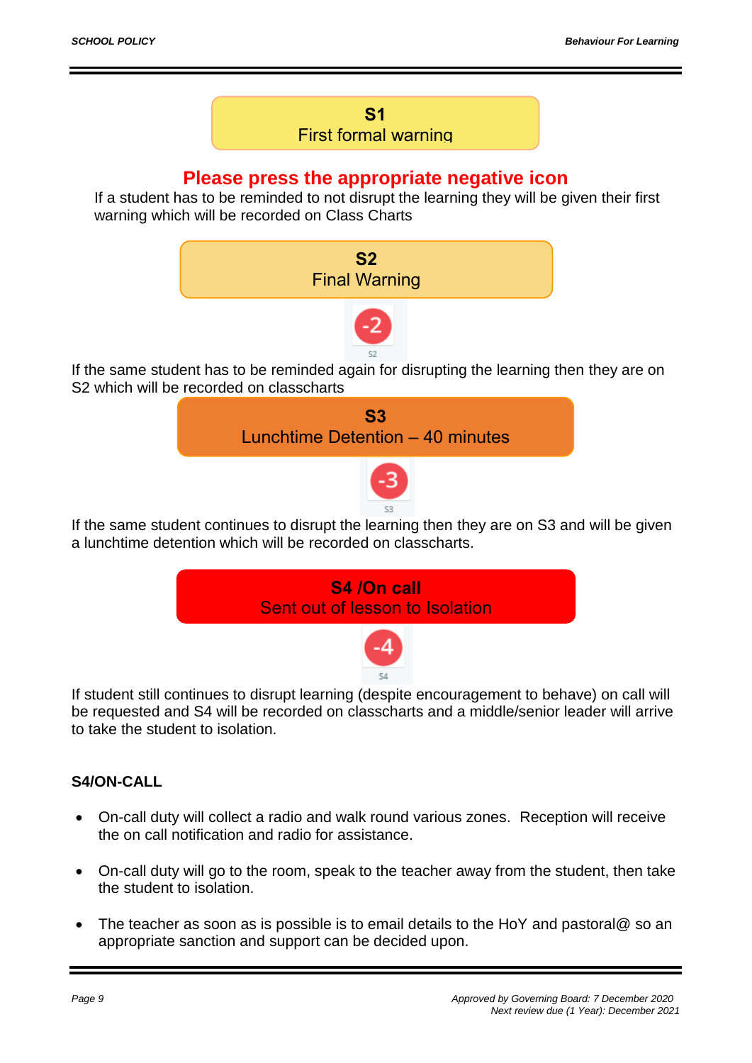**S1**
First formal warning

**Please press the appropriate negative icon**

If a student has to be reminded to not disrupt the learning they will be given their first warning which will be recorded on Class Charts

**S2**
Final Warning

-2
S2

If the same student has to be reminded again for disrupting the learning then they are on S2 which will be recorded on classcharts

**S3**
Lunchtime Detention – 40 minutes

-3
S3

If the same student continues to disrupt the learning then they are on S3 and will be given a lunchtime detention which will be recorded on classcharts.

**S4 /On call**
Sent out of lesson to Isolation

-4
S4

If student still continues to disrupt learning (despite encouragement to behave) on call will be requested and S4 will be recorded on classcharts and a middle/senior leader will arrive to take the student to isolation.

**S4/ON-CALL**

- On-call duty will collect a radio and walk round various zones. Reception will receive the on call notification and radio for assistance.
- On-call duty will go to the room, speak to the teacher away from the student, then take the student to isolation.
- The teacher as soon as is possible is to email details to the HoY and pastoral@ so an appropriate sanction and support can be decided upon.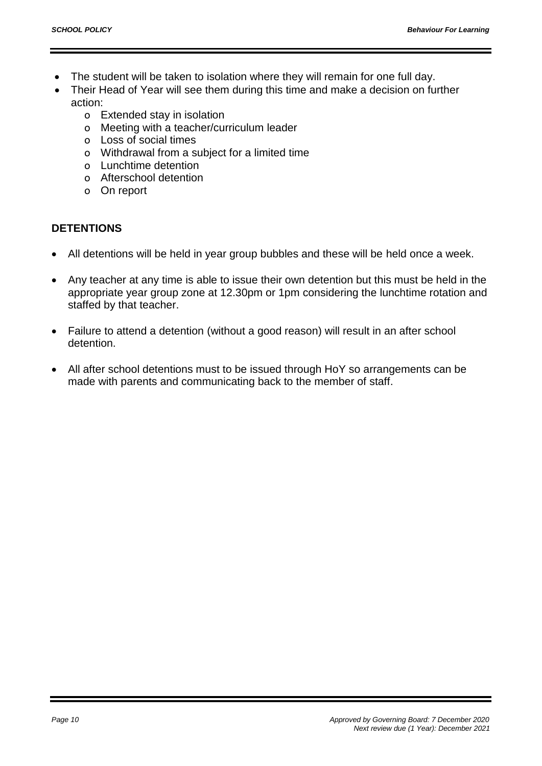- The student will be taken to isolation where they will remain for one full day.
- Their Head of Year will see them during this time and make a decision on further action:
  - Extended stay in isolation
  - Meeting with a teacher/curriculum leader
  - Loss of social times
  - Withdrawal from a subject for a limited time
  - Lunchtime detention
  - Afterschool detention
  - On report

**DETENTIONS**

- All detentions will be held in year group bubbles and these will be held once a week.
- Any teacher at any time is able to issue their own detention but this must be held in the appropriate year group zone at 12.30pm or 1pm considering the lunchtime rotation and staffed by that teacher.
- Failure to attend a detention (without a good reason) will result in an after school detention.
- All after school detentions must to be issued through HoY so arrangements can be made with parents and communicating back to the member of staff.